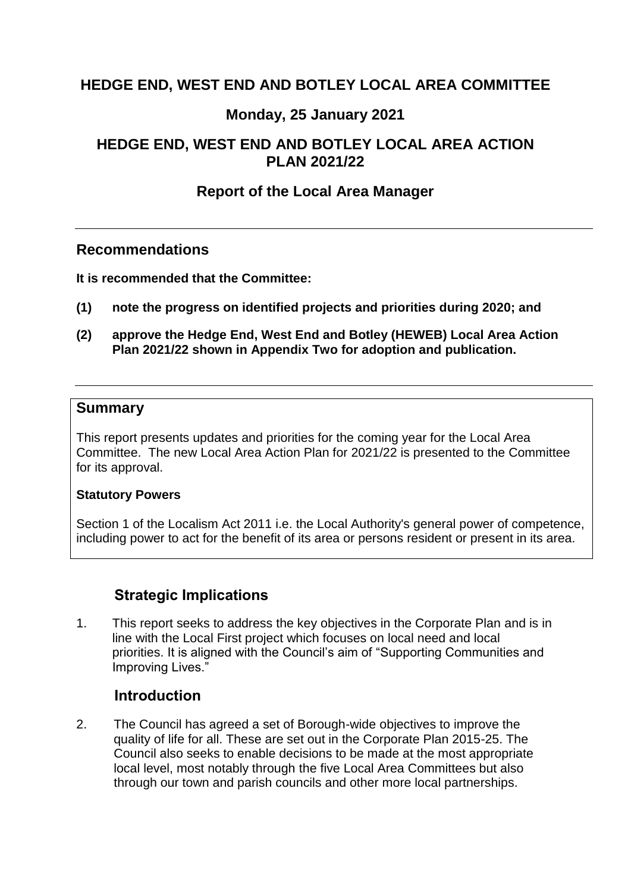# HEDGE END, WEST END AND BOTLEY LOCAL AREA COMMITTEE

## Monday, 25 January 2021

## HEDGE END, WEST END AND BOTLEY LOCAL AREA ACTION PLAN 2021/22

## Report of the Local Area Manager

---

## Recommendations

**It is recommended that the Committee:**

**(1) note the progress on identified projects and priorities during 2020; and**

**(2) approve the Hedge End, West End and Botley (HEWEB) Local Area Action Plan 2021/22 shown in Appendix Two for adoption and publication.**

---

## Summary

This report presents updates and priorities for the coming year for the Local Area Committee. The new Local Area Action Plan for 2021/22 is presented to the Committee for its approval.

**Statutory Powers**

Section 1 of the Localism Act 2011 i.e. the Local Authority's general power of competence, including power to act for the benefit of its area or persons resident or present in its area.

## Strategic Implications

1. This report seeks to address the key objectives in the Corporate Plan and is in line with the Local First project which focuses on local need and local priorities. It is aligned with the Council's aim of "Supporting Communities and Improving Lives."

## Introduction

2. The Council has agreed a set of Borough-wide objectives to improve the quality of life for all. These are set out in the Corporate Plan 2015-25. The Council also seeks to enable decisions to be made at the most appropriate local level, most notably through the five Local Area Committees but also through our town and parish councils and other more local partnerships.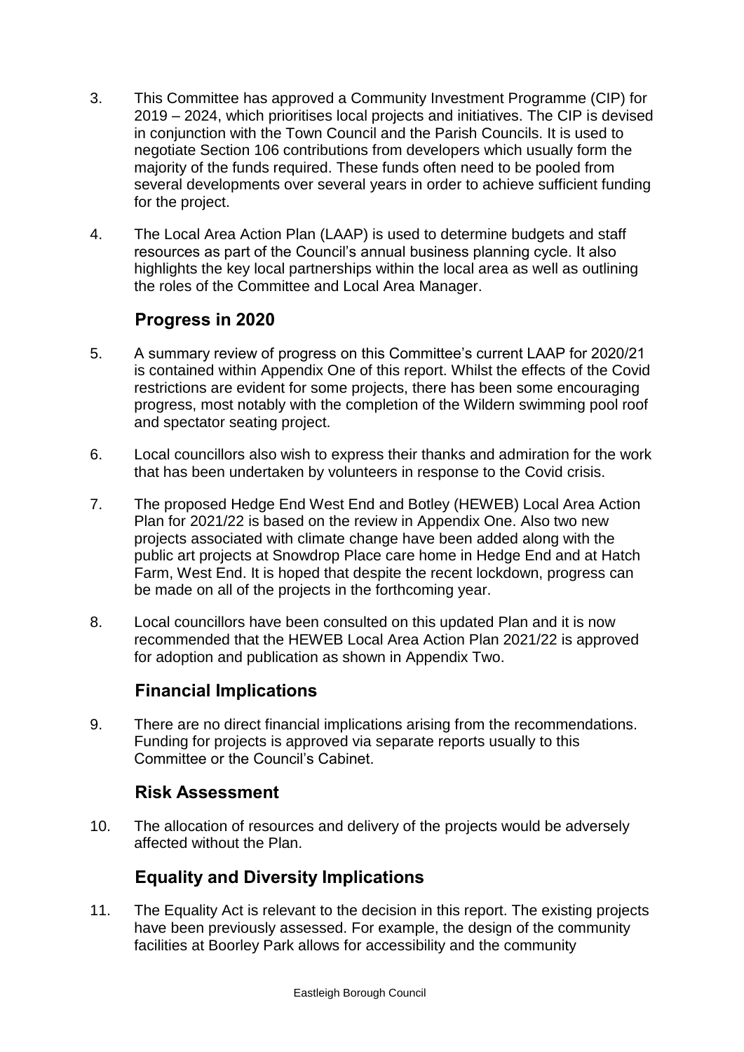3. This Committee has approved a Community Investment Programme (CIP) for 2019 – 2024, which prioritises local projects and initiatives. The CIP is devised in conjunction with the Town Council and the Parish Councils. It is used to negotiate Section 106 contributions from developers which usually form the majority of the funds required. These funds often need to be pooled from several developments over several years in order to achieve sufficient funding for the project.

4. The Local Area Action Plan (LAAP) is used to determine budgets and staff resources as part of the Council's annual business planning cycle. It also highlights the key local partnerships within the local area as well as outlining the roles of the Committee and Local Area Manager.

## Progress in 2020

5. A summary review of progress on this Committee's current LAAP for 2020/21 is contained within Appendix One of this report. Whilst the effects of the Covid restrictions are evident for some projects, there has been some encouraging progress, most notably with the completion of the Wildern swimming pool roof and spectator seating project.

6. Local councillors also wish to express their thanks and admiration for the work that has been undertaken by volunteers in response to the Covid crisis.

7. The proposed Hedge End West End and Botley (HEWEB) Local Area Action Plan for 2021/22 is based on the review in Appendix One. Also two new projects associated with climate change have been added along with the public art projects at Snowdrop Place care home in Hedge End and at Hatch Farm, West End. It is hoped that despite the recent lockdown, progress can be made on all of the projects in the forthcoming year.

8. Local councillors have been consulted on this updated Plan and it is now recommended that the HEWEB Local Area Action Plan 2021/22 is approved for adoption and publication as shown in Appendix Two.

## Financial Implications

9. There are no direct financial implications arising from the recommendations. Funding for projects is approved via separate reports usually to this Committee or the Council's Cabinet.

## Risk Assessment

10. The allocation of resources and delivery of the projects would be adversely affected without the Plan.

## Equality and Diversity Implications

11. The Equality Act is relevant to the decision in this report. The existing projects have been previously assessed. For example, the design of the community facilities at Boorley Park allows for accessibility and the community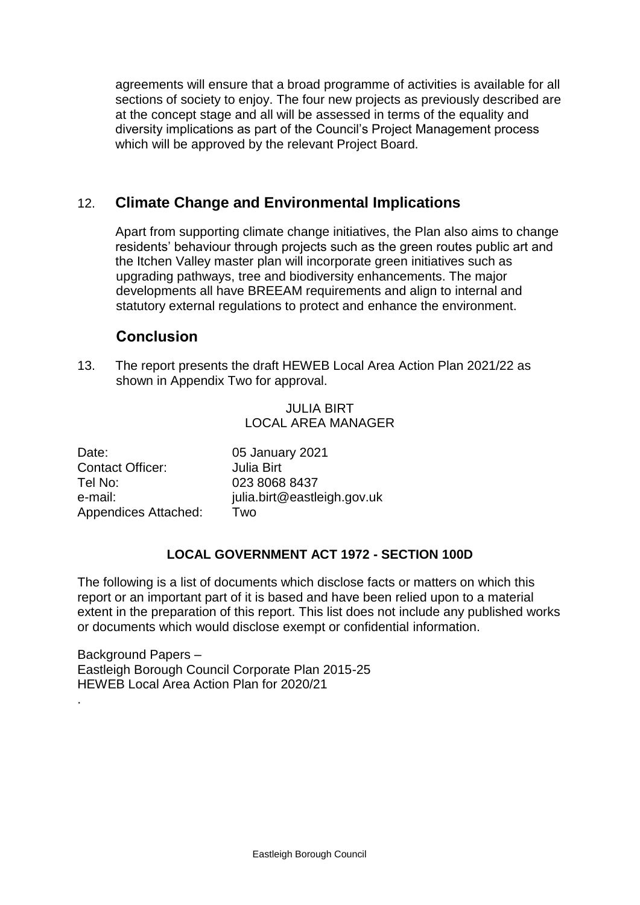agreements will ensure that a broad programme of activities is available for all sections of society to enjoy. The four new projects as previously described are at the concept stage and all will be assessed in terms of the equality and diversity implications as part of the Council's Project Management process which will be approved by the relevant Project Board.

## 12. Climate Change and Environmental Implications

Apart from supporting climate change initiatives, the Plan also aims to change residents' behaviour through projects such as the green routes public art and the Itchen Valley master plan will incorporate green initiatives such as upgrading pathways, tree and biodiversity enhancements. The major developments all have BREEAM requirements and align to internal and statutory external regulations to protect and enhance the environment.

## Conclusion

13. The report presents the draft HEWEB Local Area Action Plan 2021/22 as shown in Appendix Two for approval.

JULIA BIRT
LOCAL AREA MANAGER

| | |
|---|---|
| Date: | 05 January 2021 |
| Contact Officer: | Julia Birt |
| Tel No: | 023 8068 8437 |
| e-mail: | julia.birt@eastleigh.gov.uk |
| Appendices Attached: | Two |

**LOCAL GOVERNMENT ACT 1972 - SECTION 100D**

The following is a list of documents which disclose facts or matters on which this report or an important part of it is based and have been relied upon to a material extent in the preparation of this report. This list does not include any published works or documents which would disclose exempt or confidential information.

Background Papers –
Eastleigh Borough Council Corporate Plan 2015-25
HEWEB Local Area Action Plan for 2020/21

.